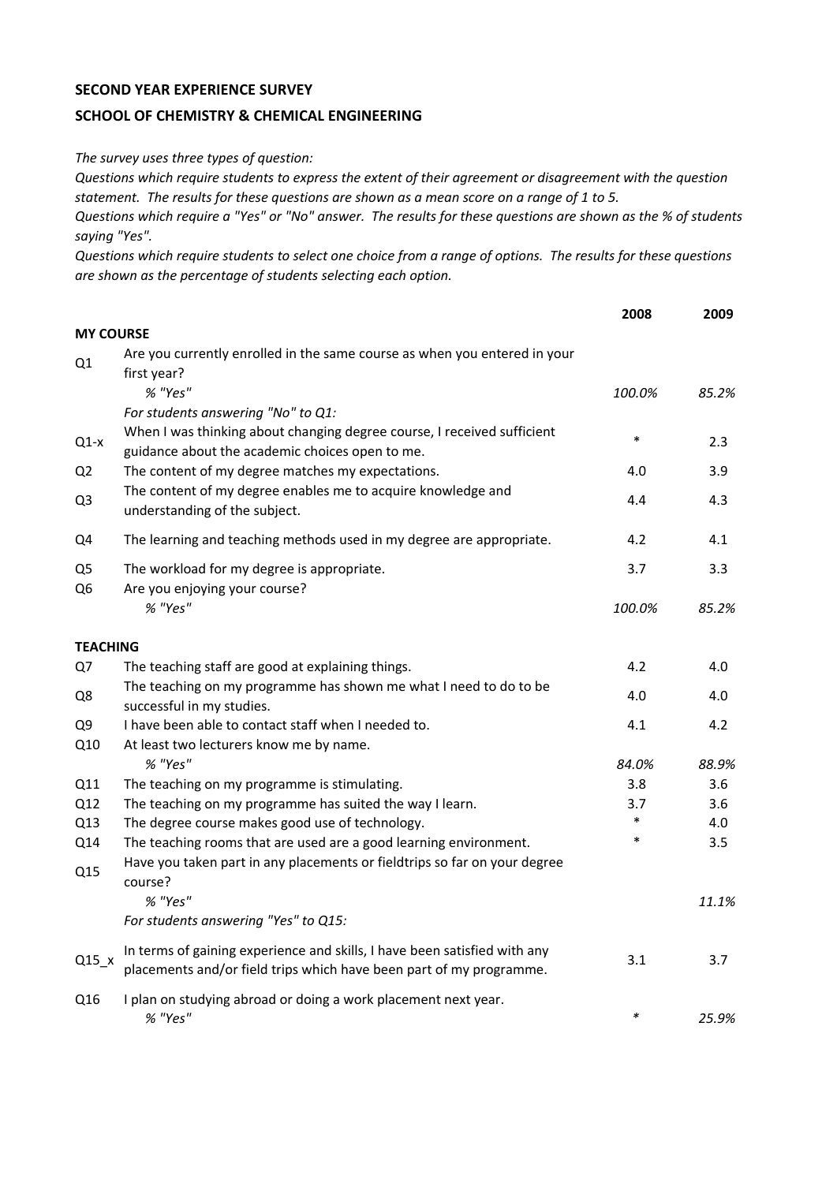**SECOND YEAR EXPERIENCE SURVEY**

**SCHOOL OF CHEMISTRY & CHEMICAL ENGINEERING**

*The survey uses three types of question:*
*Questions which require students to express the extent of their agreement or disagreement with the question statement. The results for these questions are shown as a mean score on a range of 1 to 5.*
*Questions which require a "Yes" or "No" answer. The results for these questions are shown as the % of students saying "Yes".*
*Questions which require students to select one choice from a range of options. The results for these questions are shown as the percentage of students selecting each option.*

| | | 2008 | 2009 |
|---|---|---|---|
| **MY COURSE** | | | |
| Q1 | Are you currently enrolled in the same course as when you entered in your first year? | | |
| | *% "Yes"* | *100.0%* | *85.2%* |
| | *For students answering "No" to Q1:* | | |
| Q1-x | When I was thinking about changing degree course, I received sufficient guidance about the academic choices open to me. | * | 2.3 |
| Q2 | The content of my degree matches my expectations. | 4.0 | 3.9 |
| Q3 | The content of my degree enables me to acquire knowledge and understanding of the subject. | 4.4 | 4.3 |
| Q4 | The learning and teaching methods used in my degree are appropriate. | 4.2 | 4.1 |
| Q5 | The workload for my degree is appropriate. | 3.7 | 3.3 |
| Q6 | Are you enjoying your course? | | |
| | *% "Yes"* | *100.0%* | *85.2%* |
| **TEACHING** | | | |
| Q7 | The teaching staff are good at explaining things. | 4.2 | 4.0 |
| Q8 | The teaching on my programme has shown me what I need to do to be successful in my studies. | 4.0 | 4.0 |
| Q9 | I have been able to contact staff when I needed to. | 4.1 | 4.2 |
| Q10 | At least two lecturers know me by name. | | |
| | *% "Yes"* | *84.0%* | *88.9%* |
| Q11 | The teaching on my programme is stimulating. | 3.8 | 3.6 |
| Q12 | The teaching on my programme has suited the way I learn. | 3.7 | 3.6 |
| Q13 | The degree course makes good use of technology. | * | 4.0 |
| Q14 | The teaching rooms that are used are a good learning environment. | * | 3.5 |
| Q15 | Have you taken part in any placements or fieldtrips so far on your degree course? | | |
| | *% "Yes"* | | *11.1%* |
| | *For students answering "Yes" to Q15:* | | |
| Q15_x | In terms of gaining experience and skills, I have been satisfied with any placements and/or field trips which have been part of my programme. | 3.1 | 3.7 |
| Q16 | I plan on studying abroad or doing a work placement next year. | | |
| | *% "Yes"* | * | *25.9%* |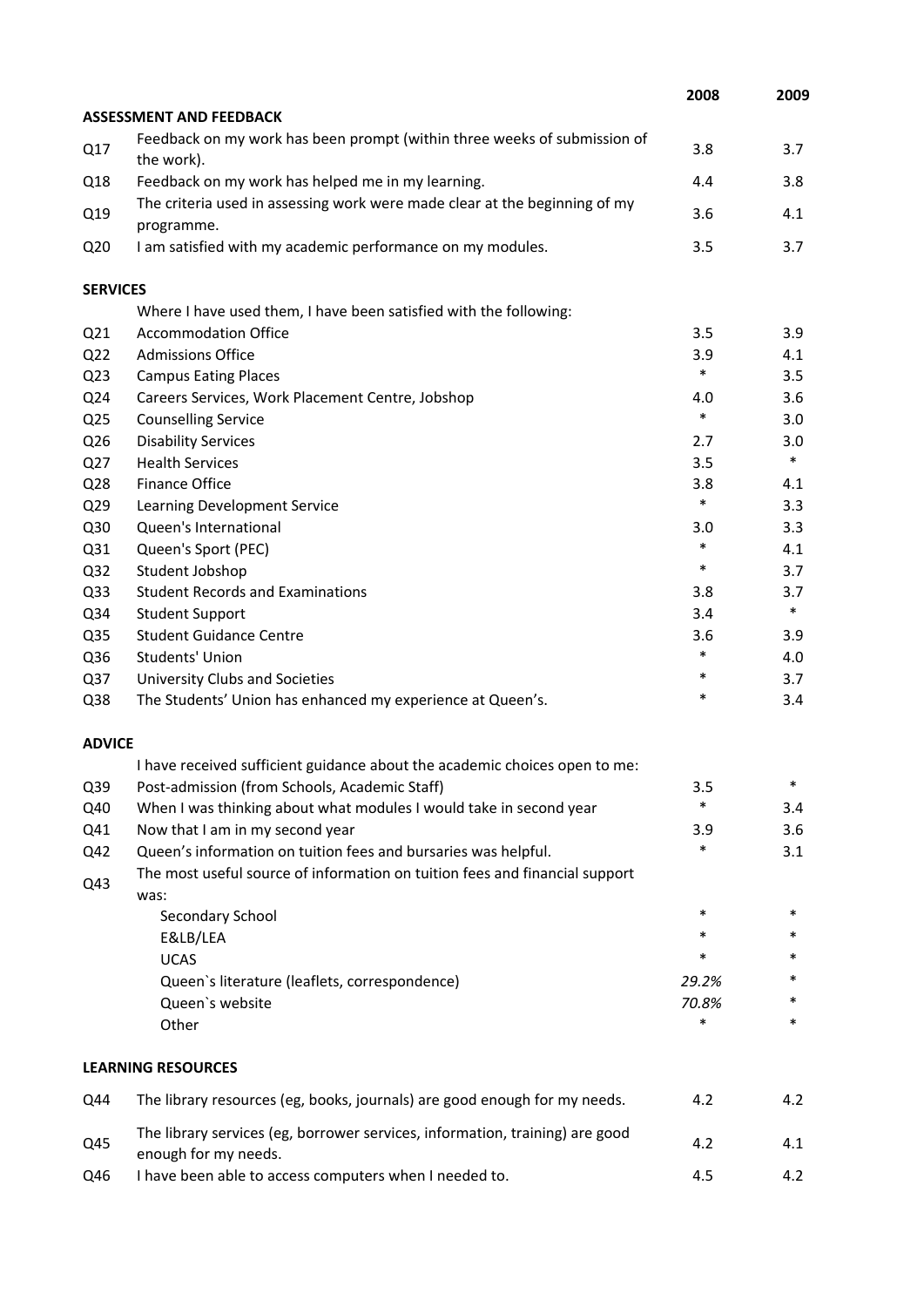| | | 2008 | 2009 |
|---|---|---|---|
| **ASSESSMENT AND FEEDBACK** | | | |
| Q17 | Feedback on my work has been prompt (within three weeks of submission of the work). | 3.8 | 3.7 |
| Q18 | Feedback on my work has helped me in my learning. | 4.4 | 3.8 |
| Q19 | The criteria used in assessing work were made clear at the beginning of my programme. | 3.6 | 4.1 |
| Q20 | I am satisfied with my academic performance on my modules. | 3.5 | 3.7 |
| **SERVICES** | | | |
| | Where I have used them, I have been satisfied with the following: | | |
| Q21 | Accommodation Office | 3.5 | 3.9 |
| Q22 | Admissions Office | 3.9 | 4.1 |
| Q23 | Campus Eating Places | * | 3.5 |
| Q24 | Careers Services, Work Placement Centre, Jobshop | 4.0 | 3.6 |
| Q25 | Counselling Service | * | 3.0 |
| Q26 | Disability Services | 2.7 | 3.0 |
| Q27 | Health Services | 3.5 | * |
| Q28 | Finance Office | 3.8 | 4.1 |
| Q29 | Learning Development Service | * | 3.3 |
| Q30 | Queen's International | 3.0 | 3.3 |
| Q31 | Queen's Sport (PEC) | * | 4.1 |
| Q32 | Student Jobshop | * | 3.7 |
| Q33 | Student Records and Examinations | 3.8 | 3.7 |
| Q34 | Student Support | 3.4 | * |
| Q35 | Student Guidance Centre | 3.6 | 3.9 |
| Q36 | Students' Union | * | 4.0 |
| Q37 | University Clubs and Societies | * | 3.7 |
| Q38 | The Students' Union has enhanced my experience at Queen's. | * | 3.4 |
| **ADVICE** | | | |
| | I have received sufficient guidance about the academic choices open to me: | | |
| Q39 | Post-admission (from Schools, Academic Staff) | 3.5 | * |
| Q40 | When I was thinking about what modules I would take in second year | * | 3.4 |
| Q41 | Now that I am in my second year | 3.9 | 3.6 |
| Q42 | Queen's information on tuition fees and bursaries was helpful. | * | 3.1 |
| Q43 | The most useful source of information on tuition fees and financial support was: | | |
| | Secondary School | * | * |
| | E&LB/LEA | * | * |
| | UCAS | * | * |
| | Queen`s literature (leaflets, correspondence) | *29.2%* | * |
| | Queen`s website | *70.8%* | * |
| | Other | * | * |
| **LEARNING RESOURCES** | | | |
| Q44 | The library resources (eg, books, journals) are good enough for my needs. | 4.2 | 4.2 |
| Q45 | The library services (eg, borrower services, information, training) are good enough for my needs. | 4.2 | 4.1 |
| Q46 | I have been able to access computers when I needed to. | 4.5 | 4.2 |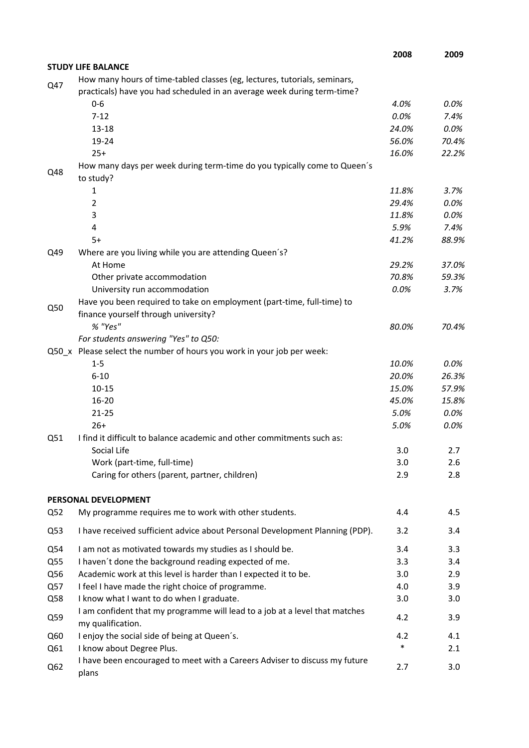| | | 2008 | 2009 |
|---|---|---|---|
| **STUDY LIFE BALANCE** | | | |
| Q47 | How many hours of time-tabled classes (eg, lectures, tutorials, seminars, practicals) have you had scheduled in an average week during term-time? | | |
| | 0-6 | *4.0%* | *0.0%* |
| | 7-12 | *0.0%* | *7.4%* |
| | 13-18 | *24.0%* | *0.0%* |
| | 19-24 | *56.0%* | *70.4%* |
| | 25+ | *16.0%* | *22.2%* |
| Q48 | How many days per week during term-time do you typically come to Queen´s to study? | | |
| | 1 | *11.8%* | *3.7%* |
| | 2 | *29.4%* | *0.0%* |
| | 3 | *11.8%* | *0.0%* |
| | 4 | *5.9%* | *7.4%* |
| | 5+ | *41.2%* | *88.9%* |
| Q49 | Where are you living while you are attending Queen´s? | | |
| | At Home | *29.2%* | *37.0%* |
| | Other private accommodation | *70.8%* | *59.3%* |
| | University run accommodation | *0.0%* | *3.7%* |
| Q50 | Have you been required to take on employment (part-time, full-time) to finance yourself through university? | | |
| | *% "Yes"* | *80.0%* | *70.4%* |
| | *For students answering "Yes" to Q50:* | | |
| Q50_x | Please select the number of hours you work in your job per week: | | |
| | 1-5 | *10.0%* | *0.0%* |
| | 6-10 | *20.0%* | *26.3%* |
| | 10-15 | *15.0%* | *57.9%* |
| | 16-20 | *45.0%* | *15.8%* |
| | 21-25 | *5.0%* | *0.0%* |
| | 26+ | *5.0%* | *0.0%* |
| Q51 | I find it difficult to balance academic and other commitments such as: | | |
| | Social Life | 3.0 | 2.7 |
| | Work (part-time, full-time) | 3.0 | 2.6 |
| | Caring for others (parent, partner, children) | 2.9 | 2.8 |
| **PERSONAL DEVELOPMENT** | | | |
| Q52 | My programme requires me to work with other students. | 4.4 | 4.5 |
| Q53 | I have received sufficient advice about Personal Development Planning (PDP). | 3.2 | 3.4 |
| Q54 | I am not as motivated towards my studies as I should be. | 3.4 | 3.3 |
| Q55 | I haven´t done the background reading expected of me. | 3.3 | 3.4 |
| Q56 | Academic work at this level is harder than I expected it to be. | 3.0 | 2.9 |
| Q57 | I feel I have made the right choice of programme. | 4.0 | 3.9 |
| Q58 | I know what I want to do when I graduate. | 3.0 | 3.0 |
| Q59 | I am confident that my programme will lead to a job at a level that matches my qualification. | 4.2 | 3.9 |
| Q60 | I enjoy the social side of being at Queen´s. | 4.2 | 4.1 |
| Q61 | I know about Degree Plus. | * | 2.1 |
| Q62 | I have been encouraged to meet with a Careers Adviser to discuss my future plans | 2.7 | 3.0 |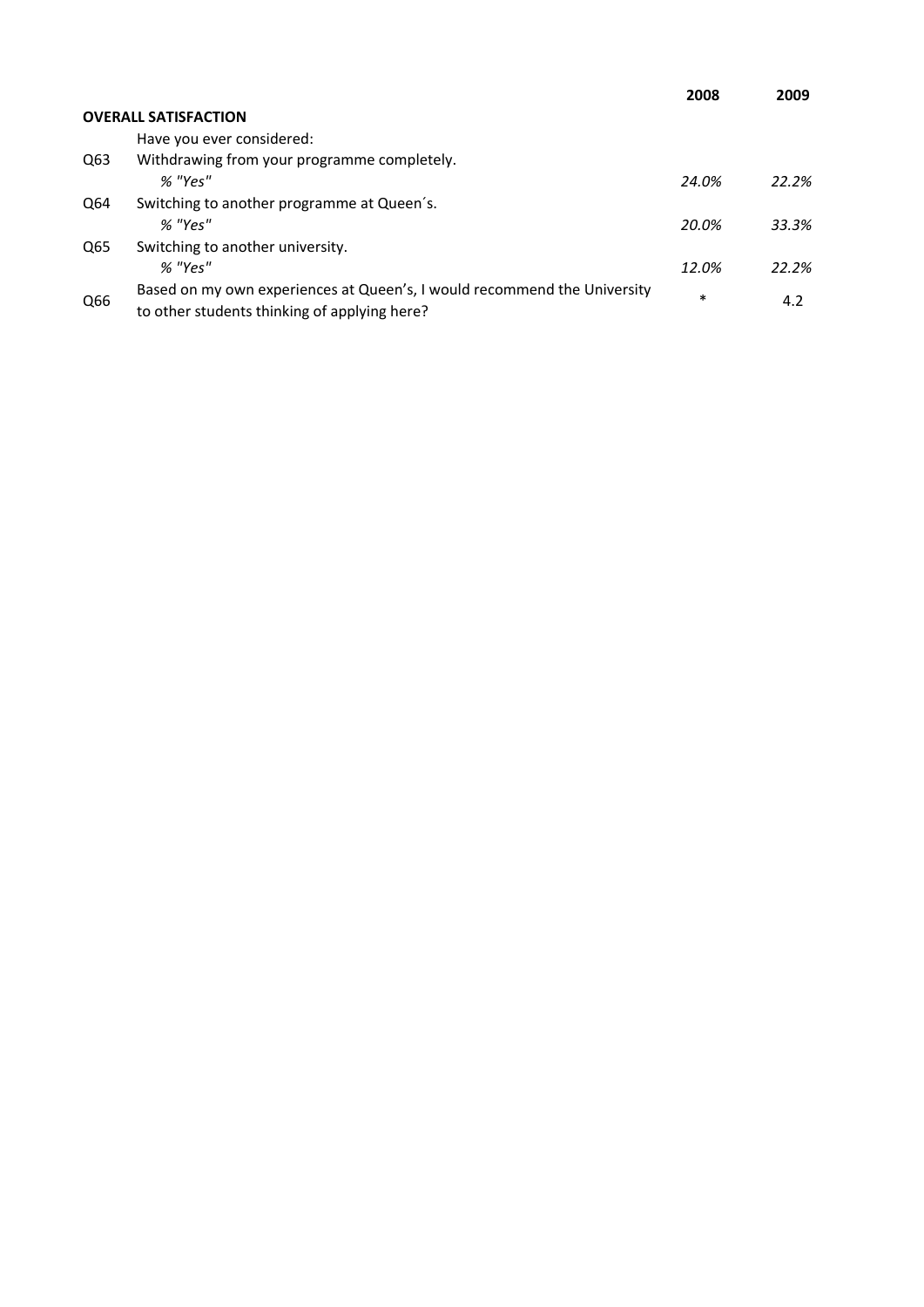| | | 2008 | 2009 |
|---|---|---|---|
| **OVERALL SATISFACTION** | | | |
| | Have you ever considered: | | |
| Q63 | Withdrawing from your programme completely. | | |
| | *% "Yes"* | *24.0%* | *22.2%* |
| Q64 | Switching to another programme at Queen´s. | | |
| | *% "Yes"* | *20.0%* | *33.3%* |
| Q65 | Switching to another university. | | |
| | *% "Yes"* | *12.0%* | *22.2%* |
| Q66 | Based on my own experiences at Queen's, I would recommend the University to other students thinking of applying here? | * | 4.2 |